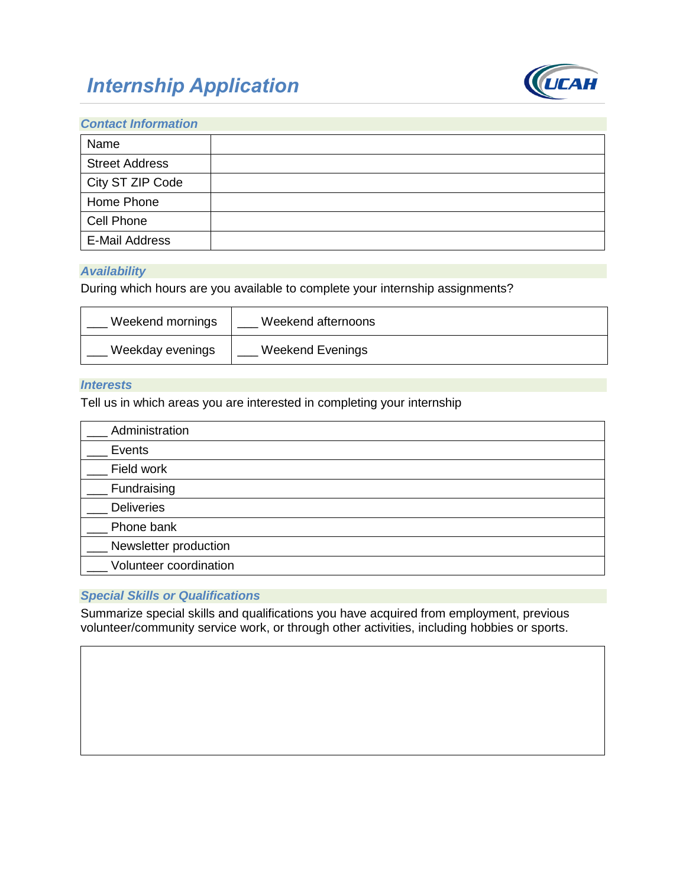# *Internship Application*

UCAH

## *Contact Information*

| Name | |
|---|---|
| Street Address | |
| City ST ZIP Code | |
| Home Phone | |
| Cell Phone | |
| E-Mail Address | |

## *Availability*

During which hours are you available to complete your internship assignments?

| ___ Weekend mornings | ___ Weekend afternoons |
|---|---|
| ___ Weekday evenings | ___ Weekend Evenings |

## *Interests*

Tell us in which areas you are interested in completing your internship

| ___ Administration |
|---|
| ___ Events |
| ___ Field work |
| ___ Fundraising |
| ___ Deliveries |
| ___ Phone bank |
| ___ Newsletter production |
| ___ Volunteer coordination |

## *Special Skills or Qualifications*

Summarize special skills and qualifications you have acquired from employment, previous volunteer/community service work, or through other activities, including hobbies or sports.

| |
|---|
| |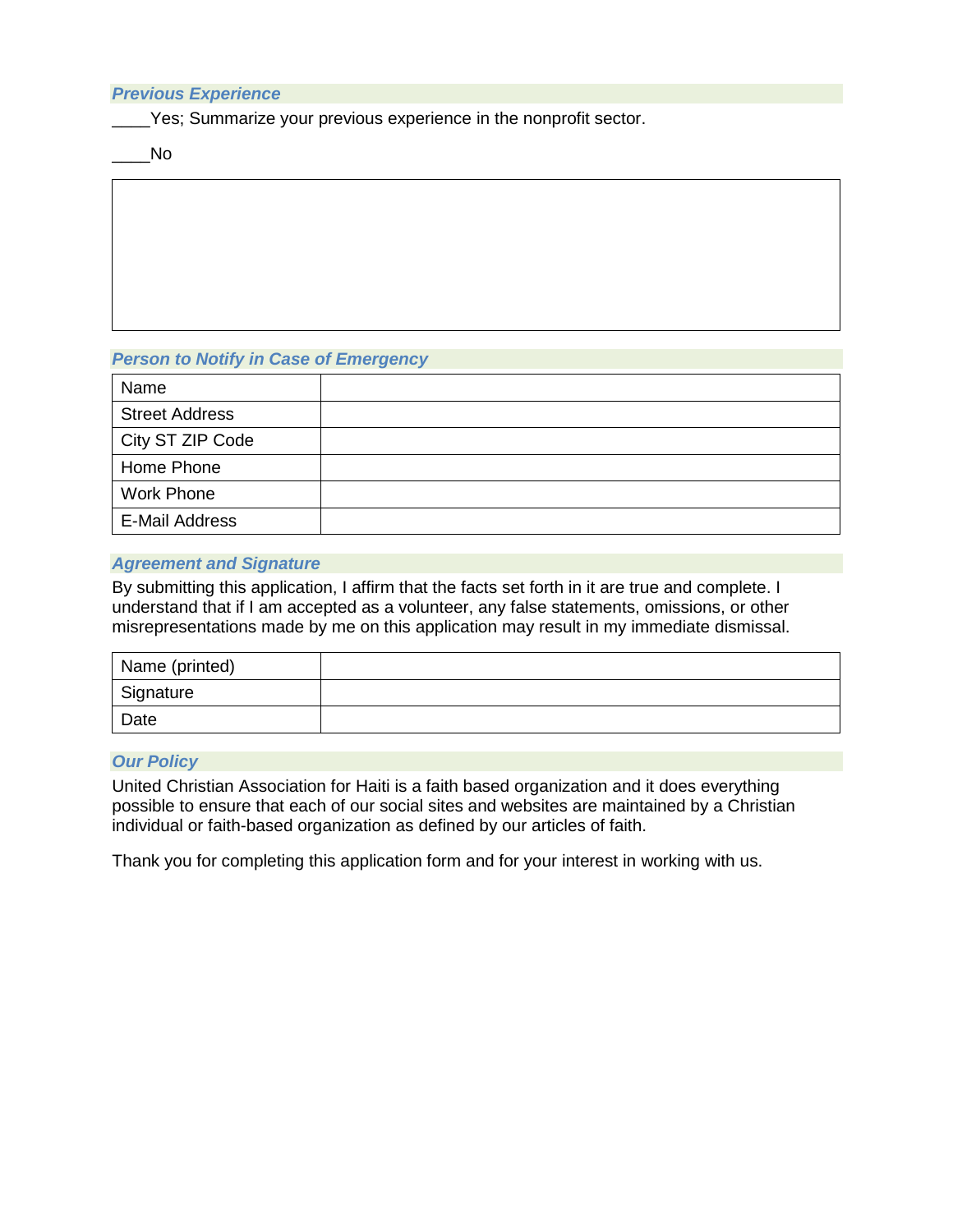### *Previous Experience*

____Yes; Summarize your previous experience in the nonprofit sector.

____No

| |
|---|
| |

### *Person to Notify in Case of Emergency*

| | |
|---|---|
| Name | |
| Street Address | |
| City ST ZIP Code | |
| Home Phone | |
| Work Phone | |
| E-Mail Address | |

### *Agreement and Signature*

By submitting this application, I affirm that the facts set forth in it are true and complete. I understand that if I am accepted as a volunteer, any false statements, omissions, or other misrepresentations made by me on this application may result in my immediate dismissal.

| | |
|---|---|
| Name (printed) | |
| Signature | |
| Date | |

### *Our Policy*

United Christian Association for Haiti is a faith based organization and it does everything possible to ensure that each of our social sites and websites are maintained by a Christian individual or faith-based organization as defined by our articles of faith.

Thank you for completing this application form and for your interest in working with us.